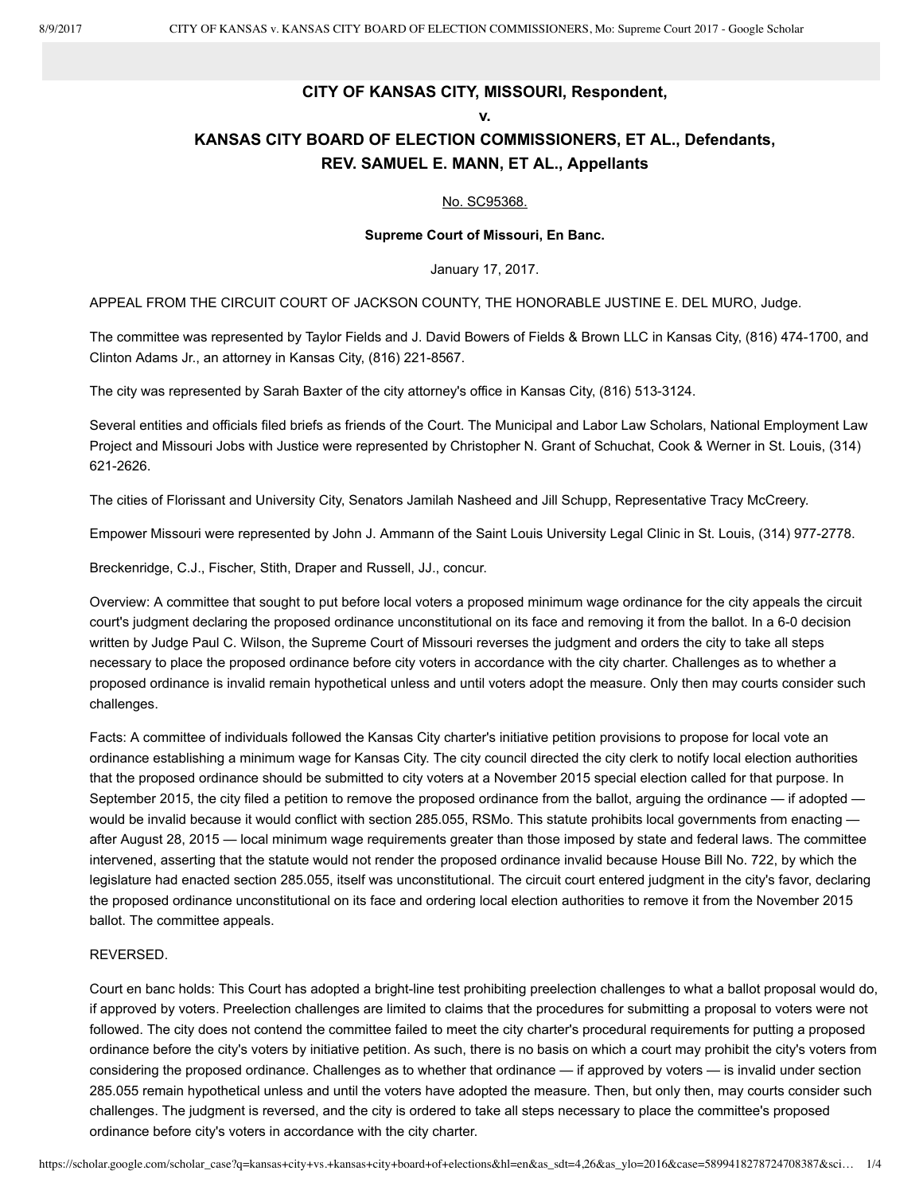# CITY OF KANSAS CITY, MISSOURI, Respondent,

# v.

# KANSAS CITY BOARD OF ELECTION COMMISSIONERS, ET AL., Defendants, REV. SAMUEL E. MANN, ET AL., Appellants

No. SC95368.

**Supreme Court of Missouri, En Banc.**

January 17, 2017.

APPEAL FROM THE CIRCUIT COURT OF JACKSON COUNTY, THE HONORABLE JUSTINE E. DEL MURO, Judge.

The committee was represented by Taylor Fields and J. David Bowers of Fields & Brown LLC in Kansas City, (816) 474-1700, and Clinton Adams Jr., an attorney in Kansas City, (816) 221-8567.

The city was represented by Sarah Baxter of the city attorney's office in Kansas City, (816) 513-3124.

Several entities and officials filed briefs as friends of the Court. The Municipal and Labor Law Scholars, National Employment Law Project and Missouri Jobs with Justice were represented by Christopher N. Grant of Schuchat, Cook & Werner in St. Louis, (314) 621-2626.

The cities of Florissant and University City, Senators Jamilah Nasheed and Jill Schupp, Representative Tracy McCreery.

Empower Missouri were represented by John J. Ammann of the Saint Louis University Legal Clinic in St. Louis, (314) 977-2778.

Breckenridge, C.J., Fischer, Stith, Draper and Russell, JJ., concur.

Overview: A committee that sought to put before local voters a proposed minimum wage ordinance for the city appeals the circuit court's judgment declaring the proposed ordinance unconstitutional on its face and removing it from the ballot. In a 6-0 decision written by Judge Paul C. Wilson, the Supreme Court of Missouri reverses the judgment and orders the city to take all steps necessary to place the proposed ordinance before city voters in accordance with the city charter. Challenges as to whether a proposed ordinance is invalid remain hypothetical unless and until voters adopt the measure. Only then may courts consider such challenges.

Facts: A committee of individuals followed the Kansas City charter's initiative petition provisions to propose for local vote an ordinance establishing a minimum wage for Kansas City. The city council directed the city clerk to notify local election authorities that the proposed ordinance should be submitted to city voters at a November 2015 special election called for that purpose. In September 2015, the city filed a petition to remove the proposed ordinance from the ballot, arguing the ordinance — if adopted — would be invalid because it would conflict with section 285.055, RSMo. This statute prohibits local governments from enacting — after August 28, 2015 — local minimum wage requirements greater than those imposed by state and federal laws. The committee intervened, asserting that the statute would not render the proposed ordinance invalid because House Bill No. 722, by which the legislature had enacted section 285.055, itself was unconstitutional. The circuit court entered judgment in the city's favor, declaring the proposed ordinance unconstitutional on its face and ordering local election authorities to remove it from the November 2015 ballot. The committee appeals.

REVERSED.

Court en banc holds: This Court has adopted a bright-line test prohibiting preelection challenges to what a ballot proposal would do, if approved by voters. Preelection challenges are limited to claims that the procedures for submitting a proposal to voters were not followed. The city does not contend the committee failed to meet the city charter's procedural requirements for putting a proposed ordinance before the city's voters by initiative petition. As such, there is no basis on which a court may prohibit the city's voters from considering the proposed ordinance. Challenges as to whether that ordinance — if approved by voters — is invalid under section 285.055 remain hypothetical unless and until the voters have adopted the measure. Then, but only then, may courts consider such challenges. The judgment is reversed, and the city is ordered to take all steps necessary to place the committee's proposed ordinance before city's voters in accordance with the city charter.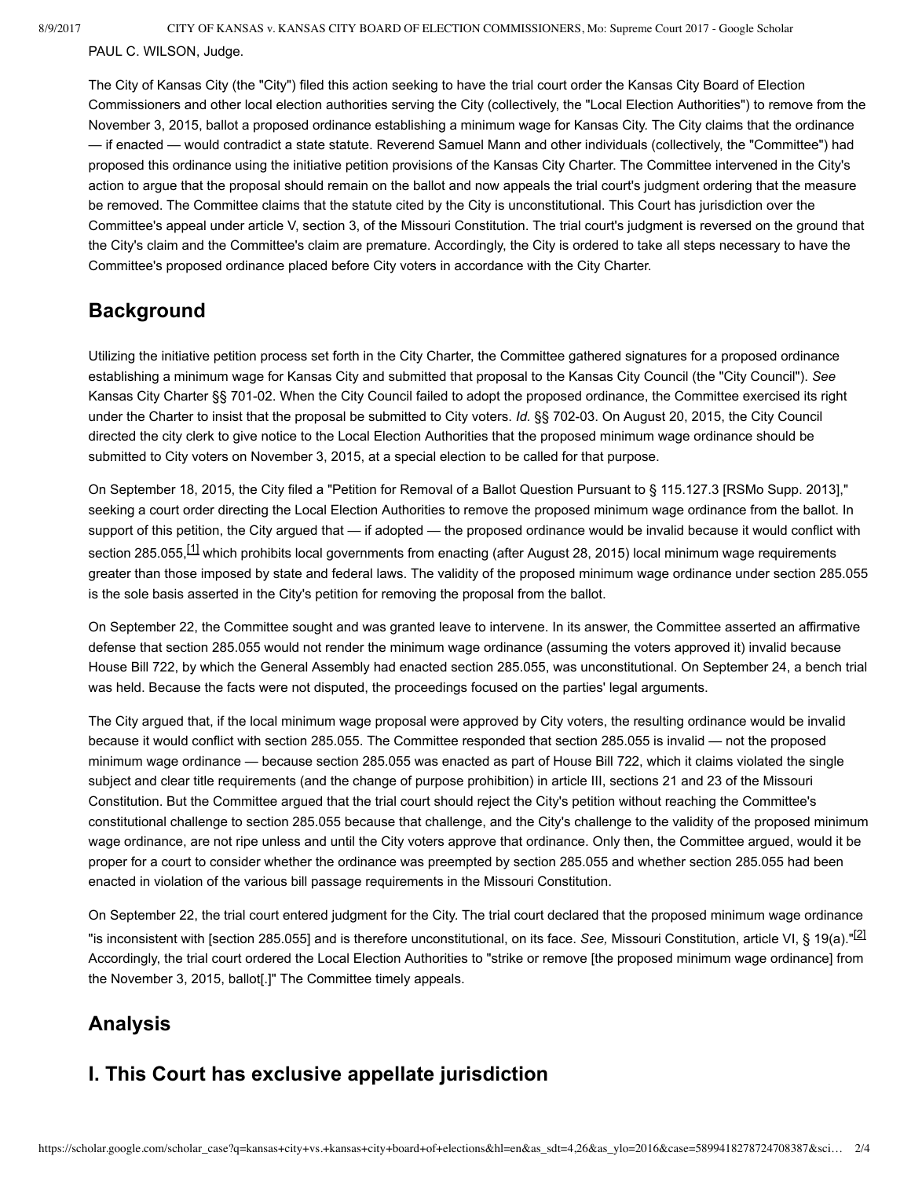PAUL C. WILSON, Judge.

The City of Kansas City (the "City") filed this action seeking to have the trial court order the Kansas City Board of Election Commissioners and other local election authorities serving the City (collectively, the "Local Election Authorities") to remove from the November 3, 2015, ballot a proposed ordinance establishing a minimum wage for Kansas City. The City claims that the ordinance — if enacted — would contradict a state statute. Reverend Samuel Mann and other individuals (collectively, the "Committee") had proposed this ordinance using the initiative petition provisions of the Kansas City Charter. The Committee intervened in the City's action to argue that the proposal should remain on the ballot and now appeals the trial court's judgment ordering that the measure be removed. The Committee claims that the statute cited by the City is unconstitutional. This Court has jurisdiction over the Committee's appeal under article V, section 3, of the Missouri Constitution. The trial court's judgment is reversed on the ground that the City's claim and the Committee's claim are premature. Accordingly, the City is ordered to take all steps necessary to have the Committee's proposed ordinance placed before City voters in accordance with the City Charter.

## Background

Utilizing the initiative petition process set forth in the City Charter, the Committee gathered signatures for a proposed ordinance establishing a minimum wage for Kansas City and submitted that proposal to the Kansas City Council (the "City Council"). *See* Kansas City Charter §§ 701-02. When the City Council failed to adopt the proposed ordinance, the Committee exercised its right under the Charter to insist that the proposal be submitted to City voters. *Id.* §§ 702-03. On August 20, 2015, the City Council directed the city clerk to give notice to the Local Election Authorities that the proposed minimum wage ordinance should be submitted to City voters on November 3, 2015, at a special election to be called for that purpose.

On September 18, 2015, the City filed a "Petition for Removal of a Ballot Question Pursuant to § 115.127.3 [RSMo Supp. 2013]," seeking a court order directing the Local Election Authorities to remove the proposed minimum wage ordinance from the ballot. In support of this petition, the City argued that — if adopted — the proposed ordinance would be invalid because it would conflict with section 285.055,[1] which prohibits local governments from enacting (after August 28, 2015) local minimum wage requirements greater than those imposed by state and federal laws. The validity of the proposed minimum wage ordinance under section 285.055 is the sole basis asserted in the City's petition for removing the proposal from the ballot.

On September 22, the Committee sought and was granted leave to intervene. In its answer, the Committee asserted an affirmative defense that section 285.055 would not render the minimum wage ordinance (assuming the voters approved it) invalid because House Bill 722, by which the General Assembly had enacted section 285.055, was unconstitutional. On September 24, a bench trial was held. Because the facts were not disputed, the proceedings focused on the parties' legal arguments.

The City argued that, if the local minimum wage proposal were approved by City voters, the resulting ordinance would be invalid because it would conflict with section 285.055. The Committee responded that section 285.055 is invalid — not the proposed minimum wage ordinance — because section 285.055 was enacted as part of House Bill 722, which it claims violated the single subject and clear title requirements (and the change of purpose prohibition) in article III, sections 21 and 23 of the Missouri Constitution. But the Committee argued that the trial court should reject the City's petition without reaching the Committee's constitutional challenge to section 285.055 because that challenge, and the City's challenge to the validity of the proposed minimum wage ordinance, are not ripe unless and until the City voters approve that ordinance. Only then, the Committee argued, would it be proper for a court to consider whether the ordinance was preempted by section 285.055 and whether section 285.055 had been enacted in violation of the various bill passage requirements in the Missouri Constitution.

On September 22, the trial court entered judgment for the City. The trial court declared that the proposed minimum wage ordinance "is inconsistent with [section 285.055] and is therefore unconstitutional, on its face. *See,* Missouri Constitution, article VI, § 19(a)."[2] Accordingly, the trial court ordered the Local Election Authorities to "strike or remove [the proposed minimum wage ordinance] from the November 3, 2015, ballot[.]" The Committee timely appeals.

## Analysis

## I. This Court has exclusive appellate jurisdiction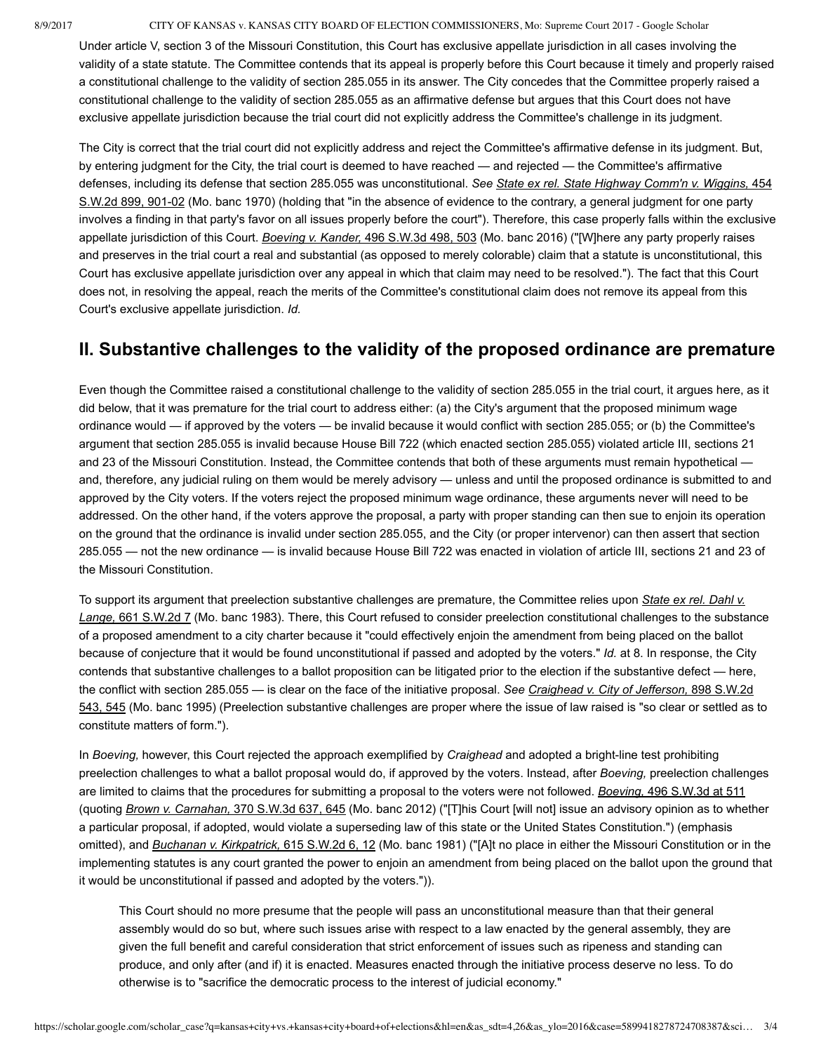Under article V, section 3 of the Missouri Constitution, this Court has exclusive appellate jurisdiction in all cases involving the validity of a state statute. The Committee contends that its appeal is properly before this Court because it timely and properly raised a constitutional challenge to the validity of section 285.055 in its answer. The City concedes that the Committee properly raised a constitutional challenge to the validity of section 285.055 as an affirmative defense but argues that this Court does not have exclusive appellate jurisdiction because the trial court did not explicitly address the Committee's challenge in its judgment.

The City is correct that the trial court did not explicitly address and reject the Committee's affirmative defense in its judgment. But, by entering judgment for the City, the trial court is deemed to have reached — and rejected — the Committee's affirmative defenses, including its defense that section 285.055 was unconstitutional. *See State ex rel. State Highway Comm'n v. Wiggins,* 454 S.W.2d 899, 901-02 (Mo. banc 1970) (holding that "in the absence of evidence to the contrary, a general judgment for one party involves a finding in that party's favor on all issues properly before the court"). Therefore, this case properly falls within the exclusive appellate jurisdiction of this Court. *Boeving v. Kander,* 496 S.W.3d 498, 503 (Mo. banc 2016) ("[W]here any party properly raises and preserves in the trial court a real and substantial (as opposed to merely colorable) claim that a statute is unconstitutional, this Court has exclusive appellate jurisdiction over any appeal in which that claim may need to be resolved."). The fact that this Court does not, in resolving the appeal, reach the merits of the Committee's constitutional claim does not remove its appeal from this Court's exclusive appellate jurisdiction. *Id.*

## II. Substantive challenges to the validity of the proposed ordinance are premature

Even though the Committee raised a constitutional challenge to the validity of section 285.055 in the trial court, it argues here, as it did below, that it was premature for the trial court to address either: (a) the City's argument that the proposed minimum wage ordinance would — if approved by the voters — be invalid because it would conflict with section 285.055; or (b) the Committee's argument that section 285.055 is invalid because House Bill 722 (which enacted section 285.055) violated article III, sections 21 and 23 of the Missouri Constitution. Instead, the Committee contends that both of these arguments must remain hypothetical — and, therefore, any judicial ruling on them would be merely advisory — unless and until the proposed ordinance is submitted to and approved by the City voters. If the voters reject the proposed minimum wage ordinance, these arguments never will need to be addressed. On the other hand, if the voters approve the proposal, a party with proper standing can then sue to enjoin its operation on the ground that the ordinance is invalid under section 285.055, and the City (or proper intervenor) can then assert that section 285.055 — not the new ordinance — is invalid because House Bill 722 was enacted in violation of article III, sections 21 and 23 of the Missouri Constitution.

To support its argument that preelection substantive challenges are premature, the Committee relies upon *State ex rel. Dahl v. Lange,* 661 S.W.2d 7 (Mo. banc 1983). There, this Court refused to consider preelection constitutional challenges to the substance of a proposed amendment to a city charter because it "could effectively enjoin the amendment from being placed on the ballot because of conjecture that it would be found unconstitutional if passed and adopted by the voters." *Id.* at 8. In response, the City contends that substantive challenges to a ballot proposition can be litigated prior to the election if the substantive defect — here, the conflict with section 285.055 — is clear on the face of the initiative proposal. *See Craighead v. City of Jefferson,* 898 S.W.2d 543, 545 (Mo. banc 1995) (Preelection substantive challenges are proper where the issue of law raised is "so clear or settled as to constitute matters of form.").

In *Boeving,* however, this Court rejected the approach exemplified by *Craighead* and adopted a bright-line test prohibiting preelection challenges to what a ballot proposal would do, if approved by the voters. Instead, after *Boeving,* preelection challenges are limited to claims that the procedures for submitting a proposal to the voters were not followed. *Boeving,* 496 S.W.3d at 511 (quoting *Brown v. Carnahan,* 370 S.W.3d 637, 645 (Mo. banc 2012) ("[T]his Court [will not] issue an advisory opinion as to whether a particular proposal, if adopted, would violate a superseding law of this state or the United States Constitution.") (emphasis omitted), and *Buchanan v. Kirkpatrick,* 615 S.W.2d 6, 12 (Mo. banc 1981) ("[A]t no place in either the Missouri Constitution or in the implementing statutes is any court granted the power to enjoin an amendment from being placed on the ballot upon the ground that it would be unconstitutional if passed and adopted by the voters.")).

> This Court should no more presume that the people will pass an unconstitutional measure than that their general assembly would do so but, where such issues arise with respect to a law enacted by the general assembly, they are given the full benefit and careful consideration that strict enforcement of issues such as ripeness and standing can produce, and only after (and if) it is enacted. Measures enacted through the initiative process deserve no less. To do otherwise is to "sacrifice the democratic process to the interest of judicial economy."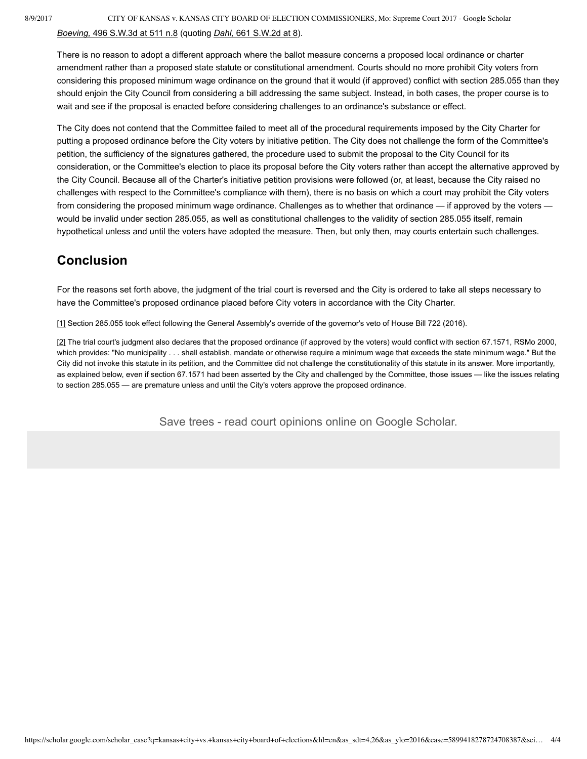*Boeving,* 496 S.W.3d at 511 n.8 (quoting *Dahl,* 661 S.W.2d at 8).

There is no reason to adopt a different approach where the ballot measure concerns a proposed local ordinance or charter amendment rather than a proposed state statute or constitutional amendment. Courts should no more prohibit City voters from considering this proposed minimum wage ordinance on the ground that it would (if approved) conflict with section 285.055 than they should enjoin the City Council from considering a bill addressing the same subject. Instead, in both cases, the proper course is to wait and see if the proposal is enacted before considering challenges to an ordinance's substance or effect.

The City does not contend that the Committee failed to meet all of the procedural requirements imposed by the City Charter for putting a proposed ordinance before the City voters by initiative petition. The City does not challenge the form of the Committee's petition, the sufficiency of the signatures gathered, the procedure used to submit the proposal to the City Council for its consideration, or the Committee's election to place its proposal before the City voters rather than accept the alternative approved by the City Council. Because all of the Charter's initiative petition provisions were followed (or, at least, because the City raised no challenges with respect to the Committee's compliance with them), there is no basis on which a court may prohibit the City voters from considering the proposed minimum wage ordinance. Challenges as to whether that ordinance — if approved by the voters — would be invalid under section 285.055, as well as constitutional challenges to the validity of section 285.055 itself, remain hypothetical unless and until the voters have adopted the measure. Then, but only then, may courts entertain such challenges.

## Conclusion

For the reasons set forth above, the judgment of the trial court is reversed and the City is ordered to take all steps necessary to have the Committee's proposed ordinance placed before City voters in accordance with the City Charter.

[1] Section 285.055 took effect following the General Assembly's override of the governor's veto of House Bill 722 (2016).

[2] The trial court's judgment also declares that the proposed ordinance (if approved by the voters) would conflict with section 67.1571, RSMo 2000, which provides: "No municipality . . . shall establish, mandate or otherwise require a minimum wage that exceeds the state minimum wage." But the City did not invoke this statute in its petition, and the Committee did not challenge the constitutionality of this statute in its answer. More importantly, as explained below, even if section 67.1571 had been asserted by the City and challenged by the Committee, those issues — like the issues relating to section 285.055 — are premature unless and until the City's voters approve the proposed ordinance.